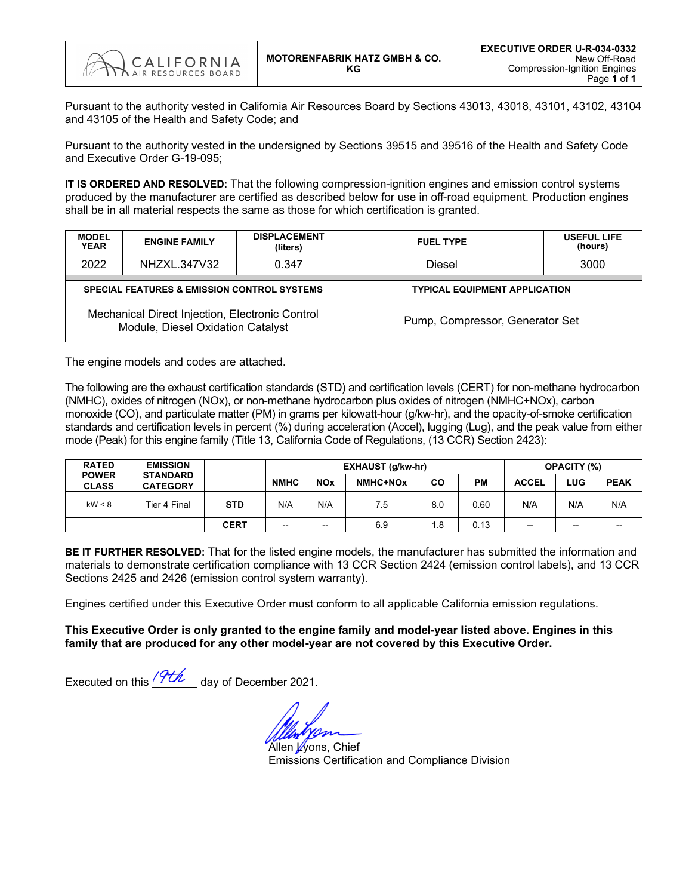| CALIFORNIA AIR RESOURCES BOARD | MOTORENFABRIK HATZ GMBH & CO. KG | EXECUTIVE ORDER U-R-034-0332 New Off-Road Compression-Ignition Engines |
|---|---|---|

Pursuant to the authority vested in California Air Resources Board by Sections 43013, 43018, 43101, 43102, 43104 and 43105 of the Health and Safety Code; and

Pursuant to the authority vested in the undersigned by Sections 39515 and 39516 of the Health and Safety Code and Executive Order G-19-095;

**IT IS ORDERED AND RESOLVED:** That the following compression-ignition engines and emission control systems produced by the manufacturer are certified as described below for use in off-road equipment. Production engines shall be in all material respects the same as those for which certification is granted.

| MODEL YEAR | ENGINE FAMILY | DISPLACEMENT (liters) | FUEL TYPE | USEFUL LIFE (hours) |
|---|---|---|---|---|
| 2022 | NHZXL.347V32 | 0.347 | Diesel | 3000 |

| SPECIAL FEATURES & EMISSION CONTROL SYSTEMS | TYPICAL EQUIPMENT APPLICATION |
|---|---|
| Mechanical Direct Injection, Electronic Control Module, Diesel Oxidation Catalyst | Pump, Compressor, Generator Set |

The engine models and codes are attached.

The following are the exhaust certification standards (STD) and certification levels (CERT) for non-methane hydrocarbon (NMHC), oxides of nitrogen (NOx), or non-methane hydrocarbon plus oxides of nitrogen (NMHC+NOx), carbon monoxide (CO), and particulate matter (PM) in grams per kilowatt-hour (g/kw-hr), and the opacity-of-smoke certification standards and certification levels in percent (%) during acceleration (Accel), lugging (Lug), and the peak value from either mode (Peak) for this engine family (Title 13, California Code of Regulations, (13 CCR) Section 2423):

| RATED POWER CLASS | EMISSION STANDARD CATEGORY | | EXHAUST (g/kw-hr) | | | | | OPACITY (%) | | |
|---|---|---|---|---|---|---|---|---|---|---|
| | | | NMHC | NOx | NMHC+NOx | CO | PM | ACCEL | LUG | PEAK |
| kW < 8 | Tier 4 Final | **STD** | N/A | N/A | 7.5 | 8.0 | 0.60 | N/A | N/A | N/A |
| | | **CERT** | -- | -- | 6.9 | 1.8 | 0.13 | -- | -- | -- |

**BE IT FURTHER RESOLVED:** That for the listed engine models, the manufacturer has submitted the information and materials to demonstrate certification compliance with 13 CCR Section 2424 (emission control labels), and 13 CCR Sections 2425 and 2426 (emission control system warranty).

Engines certified under this Executive Order must conform to all applicable California emission regulations.

**This Executive Order is only granted to the engine family and model-year listed above. Engines in this family that are produced for any other model-year are not covered by this Executive Order.**

Executed on this 19th day of December 2021.

Allen Lyons, Chief
Emissions Certification and Compliance Division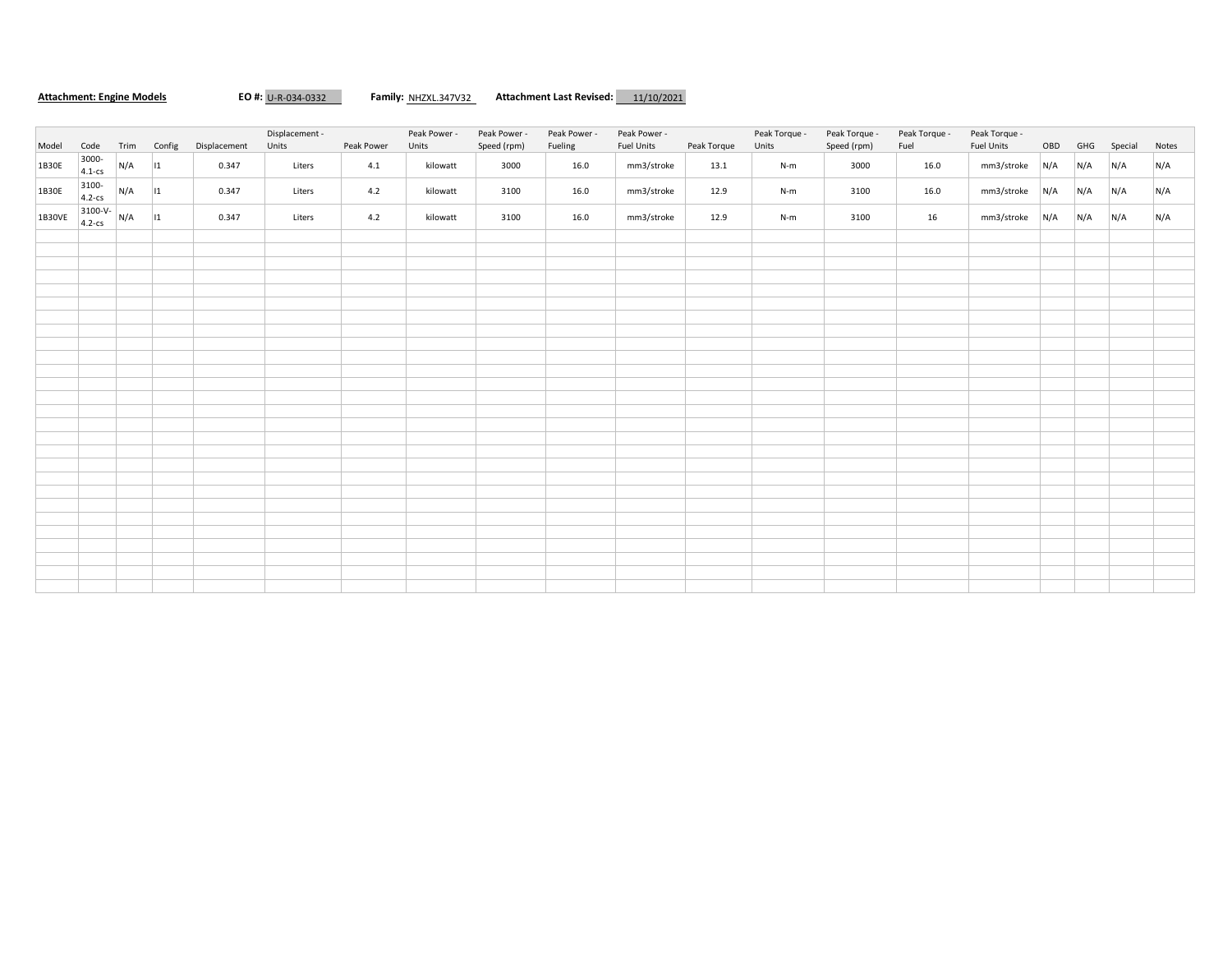**Attachment: Engine Models** **EO #:** U-R-034-0332 **Family:** NHZXL.347V32 **Attachment Last Revised:** 11/10/2021

| Model | Code | Trim | Config | Displacement | Displacement - Units | Peak Power | Peak Power - Units | Peak Power - Speed (rpm) | Peak Power - Fueling | Peak Power - Fuel Units | Peak Torque | Peak Torque - Units | Peak Torque - Speed (rpm) | Peak Torque - Fuel | Peak Torque - Fuel Units | OBD | GHG | Special | Notes |
|---|---|---|---|---|---|---|---|---|---|---|---|---|---|---|---|---|---|---|---|
| 1B30E | 3000-4.1-cs | N/A | I1 | 0.347 | Liters | 4.1 | kilowatt | 3000 | 16.0 | mm3/stroke | 13.1 | N-m | 3000 | 16.0 | mm3/stroke | N/A | N/A | N/A | N/A |
| 1B30E | 3100-4.2-cs | N/A | I1 | 0.347 | Liters | 4.2 | kilowatt | 3100 | 16.0 | mm3/stroke | 12.9 | N-m | 3100 | 16.0 | mm3/stroke | N/A | N/A | N/A | N/A |
| 1B30VE | 3100-V-4.2-cs | N/A | I1 | 0.347 | Liters | 4.2 | kilowatt | 3100 | 16.0 | mm3/stroke | 12.9 | N-m | 3100 | 16 | mm3/stroke | N/A | N/A | N/A | N/A |